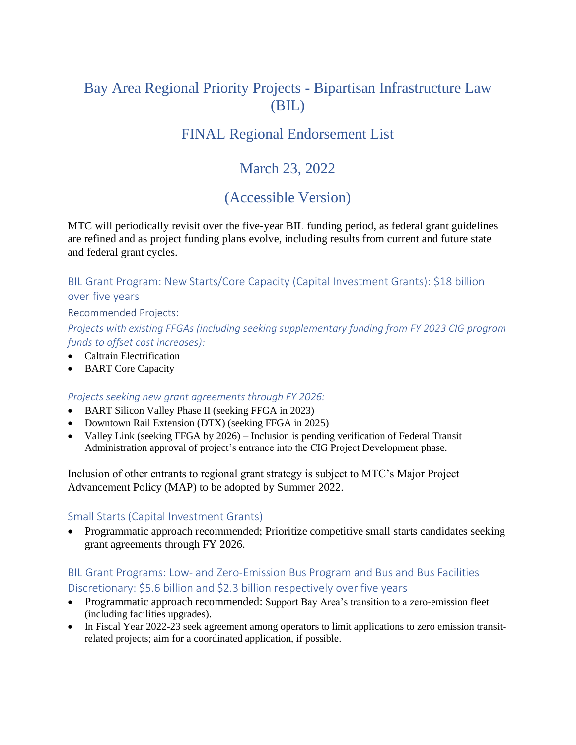# Bay Area Regional Priority Projects - Bipartisan Infrastructure Law (BIL)

## FINAL Regional Endorsement List

## March 23, 2022

## (Accessible Version)

MTC will periodically revisit over the five-year BIL funding period, as federal grant guidelines are refined and as project funding plans evolve, including results from current and future state and federal grant cycles.

### BIL Grant Program: New Starts/Core Capacity (Capital Investment Grants): $18 billion over five years

#### Recommended Projects:

*Projects with existing FFGAs (including seeking supplementary funding from FY 2023 CIG program funds to offset cost increases):*

- Caltrain Electrification
- BART Core Capacity

*Projects seeking new grant agreements through FY 2026:*

- BART Silicon Valley Phase II (seeking FFGA in 2023)
- Downtown Rail Extension (DTX) (seeking FFGA in 2025)
- Valley Link (seeking FFGA by 2026) – Inclusion is pending verification of Federal Transit Administration approval of project's entrance into the CIG Project Development phase.

Inclusion of other entrants to regional grant strategy is subject to MTC's Major Project Advancement Policy (MAP) to be adopted by Summer 2022.

### Small Starts (Capital Investment Grants)

- Programmatic approach recommended; Prioritize competitive small starts candidates seeking grant agreements through FY 2026.

### BIL Grant Programs: Low- and Zero-Emission Bus Program and Bus and Bus Facilities Discretionary: $5.6 billion and $2.3 billion respectively over five years

- Programmatic approach recommended: Support Bay Area's transition to a zero-emission fleet (including facilities upgrades).
- In Fiscal Year 2022-23 seek agreement among operators to limit applications to zero emission transit-related projects; aim for a coordinated application, if possible.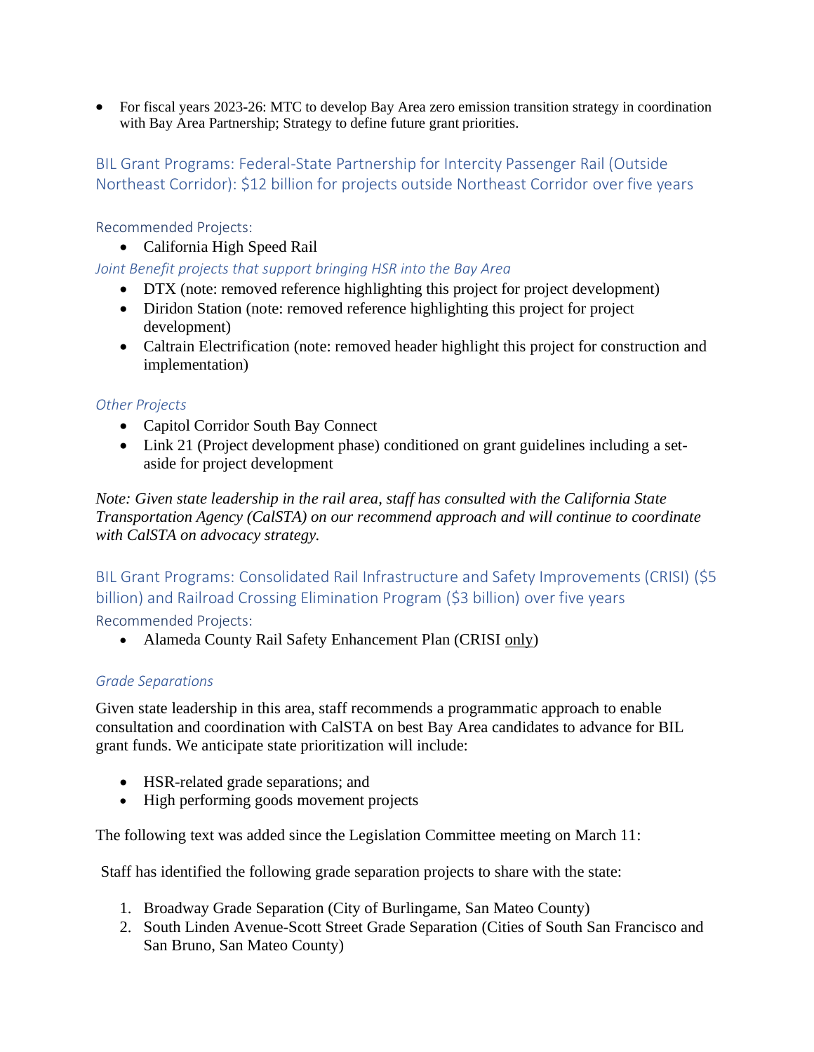- For fiscal years 2023-26: MTC to develop Bay Area zero emission transition strategy in coordination with Bay Area Partnership; Strategy to define future grant priorities.

## BIL Grant Programs: Federal-State Partnership for Intercity Passenger Rail (Outside Northeast Corridor): $12 billion for projects outside Northeast Corridor over five years

### Recommended Projects:

- California High Speed Rail

*Joint Benefit projects that support bringing HSR into the Bay Area*

- DTX (note: removed reference highlighting this project for project development)
- Diridon Station (note: removed reference highlighting this project for project development)
- Caltrain Electrification (note: removed header highlight this project for construction and implementation)

*Other Projects*

- Capitol Corridor South Bay Connect
- Link 21 (Project development phase) conditioned on grant guidelines including a set-aside for project development

*Note: Given state leadership in the rail area, staff has consulted with the California State Transportation Agency (CalSTA) on our recommend approach and will continue to coordinate with CalSTA on advocacy strategy.*

## BIL Grant Programs: Consolidated Rail Infrastructure and Safety Improvements (CRISI) ($5 billion) and Railroad Crossing Elimination Program ($3 billion) over five years

### Recommended Projects:

- Alameda County Rail Safety Enhancement Plan (CRISI only)

*Grade Separations*

Given state leadership in this area, staff recommends a programmatic approach to enable consultation and coordination with CalSTA on best Bay Area candidates to advance for BIL grant funds. We anticipate state prioritization will include:

- HSR-related grade separations; and
- High performing goods movement projects

The following text was added since the Legislation Committee meeting on March 11:

Staff has identified the following grade separation projects to share with the state:

1. Broadway Grade Separation (City of Burlingame, San Mateo County)
2. South Linden Avenue-Scott Street Grade Separation (Cities of South San Francisco and San Bruno, San Mateo County)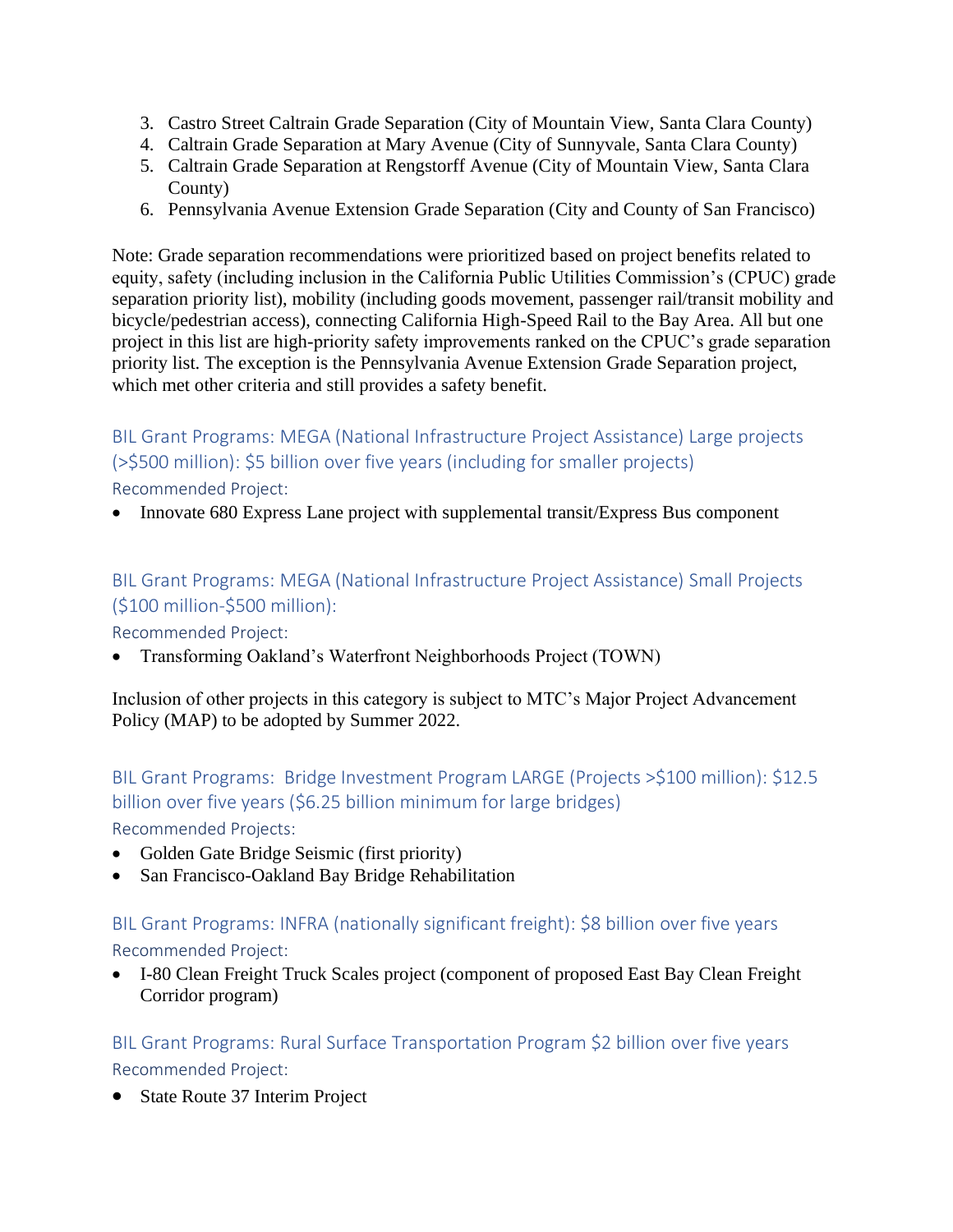3. Castro Street Caltrain Grade Separation (City of Mountain View, Santa Clara County)
4. Caltrain Grade Separation at Mary Avenue (City of Sunnyvale, Santa Clara County)
5. Caltrain Grade Separation at Rengstorff Avenue (City of Mountain View, Santa Clara County)
6. Pennsylvania Avenue Extension Grade Separation (City and County of San Francisco)

Note: Grade separation recommendations were prioritized based on project benefits related to equity, safety (including inclusion in the California Public Utilities Commission's (CPUC) grade separation priority list), mobility (including goods movement, passenger rail/transit mobility and bicycle/pedestrian access), connecting California High-Speed Rail to the Bay Area. All but one project in this list are high-priority safety improvements ranked on the CPUC's grade separation priority list. The exception is the Pennsylvania Avenue Extension Grade Separation project, which met other criteria and still provides a safety benefit.

## BIL Grant Programs: MEGA (National Infrastructure Project Assistance) Large projects (>$500 million): $5 billion over five years (including for smaller projects)

### Recommended Project:

- Innovate 680 Express Lane project with supplemental transit/Express Bus component

## BIL Grant Programs: MEGA (National Infrastructure Project Assistance) Small Projects ($100 million-$500 million):

### Recommended Project:

- Transforming Oakland's Waterfront Neighborhoods Project (TOWN)

Inclusion of other projects in this category is subject to MTC's Major Project Advancement Policy (MAP) to be adopted by Summer 2022.

## BIL Grant Programs: Bridge Investment Program LARGE (Projects >$100 million): $12.5 billion over five years ($6.25 billion minimum for large bridges)

### Recommended Projects:

- Golden Gate Bridge Seismic (first priority)
- San Francisco-Oakland Bay Bridge Rehabilitation

## BIL Grant Programs: INFRA (nationally significant freight): $8 billion over five years

### Recommended Project:

- I-80 Clean Freight Truck Scales project (component of proposed East Bay Clean Freight Corridor program)

## BIL Grant Programs: Rural Surface Transportation Program $2 billion over five years

### Recommended Project:

- State Route 37 Interim Project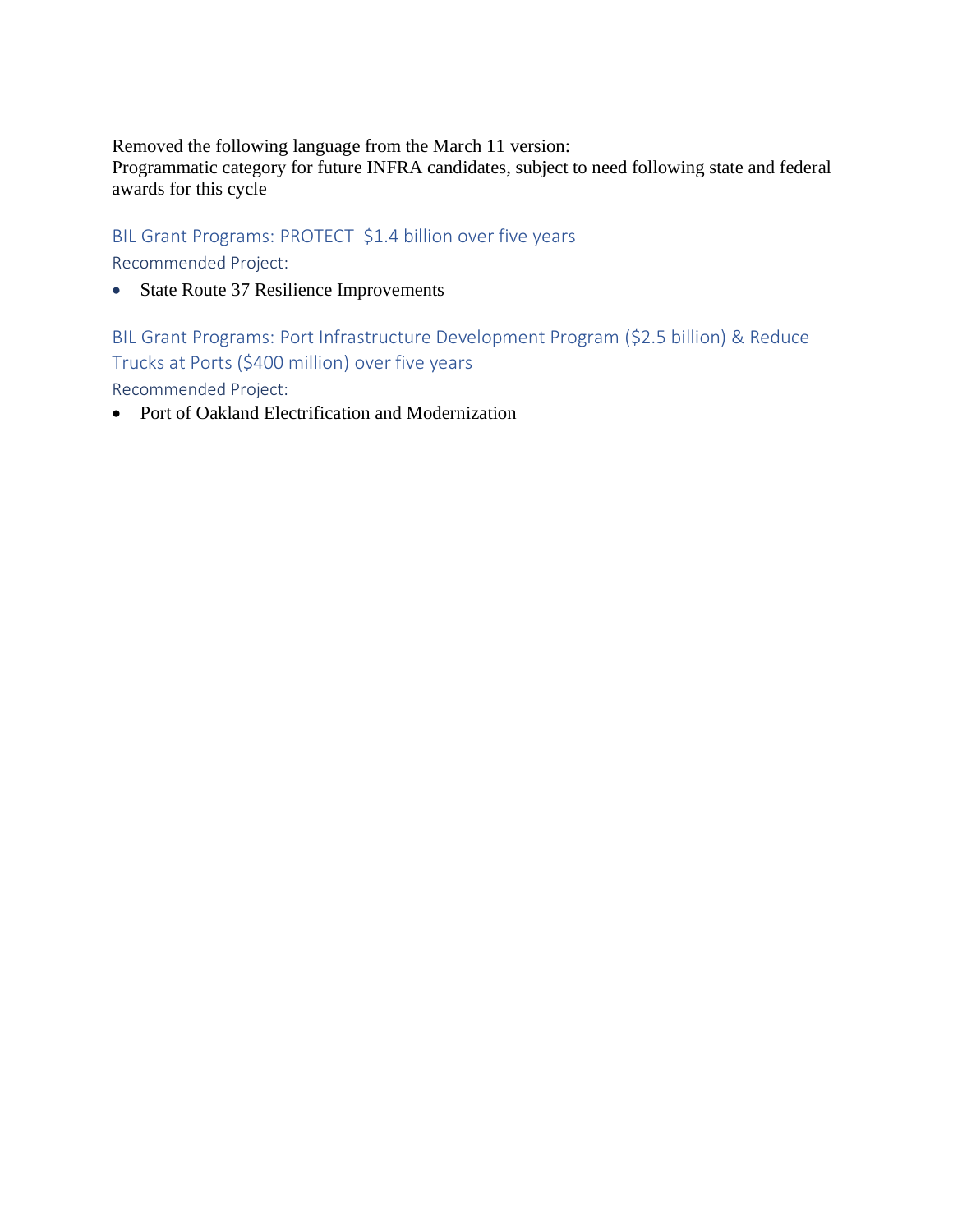Removed the following language from the March 11 version:
Programmatic category for future INFRA candidates, subject to need following state and federal awards for this cycle

### BIL Grant Programs: PROTECT $1.4 billion over five years

#### Recommended Project:

- State Route 37 Resilience Improvements

### BIL Grant Programs: Port Infrastructure Development Program ($2.5 billion) & Reduce Trucks at Ports ($400 million) over five years

#### Recommended Project:

- Port of Oakland Electrification and Modernization